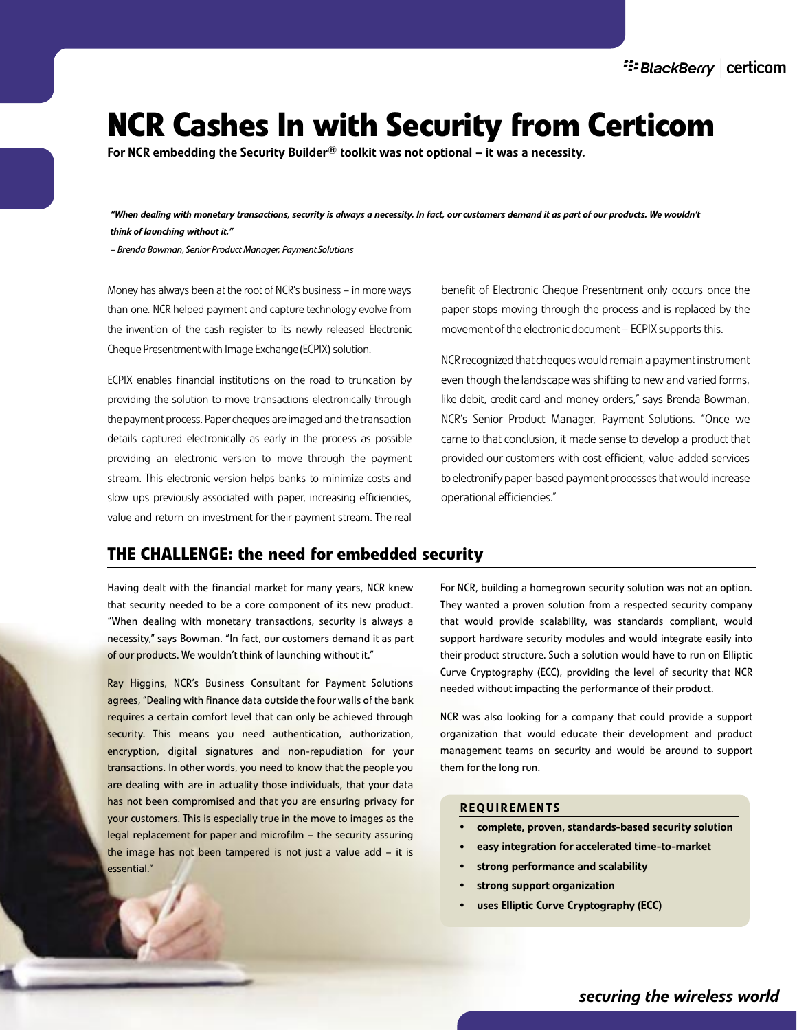# NCR Cashes In with Security from Certicom

**For NCR embedding the Security Builder® toolkit was not optional – it was a necessity.**

***"When dealing with monetary transactions, security is always a necessity. In fact, our customers demand it as part of our products. We wouldn't think of launching without it."***

*– Brenda Bowman, Senior Product Manager, Payment Solutions*

Money has always been at the root of NCR's business – in more ways than one. NCR helped payment and capture technology evolve from the invention of the cash register to its newly released Electronic Cheque Presentment with Image Exchange (ECPIX) solution.

ECPIX enables financial institutions on the road to truncation by providing the solution to move transactions electronically through the payment process. Paper cheques are imaged and the transaction details captured electronically as early in the process as possible providing an electronic version to move through the payment stream. This electronic version helps banks to minimize costs and slow ups previously associated with paper, increasing efficiencies, value and return on investment for their payment stream. The real benefit of Electronic Cheque Presentment only occurs once the paper stops moving through the process and is replaced by the movement of the electronic document – ECPIX supports this.

NCR recognized that cheques would remain a payment instrument even though the landscape was shifting to new and varied forms, like debit, credit card and money orders," says Brenda Bowman, NCR's Senior Product Manager, Payment Solutions. "Once we came to that conclusion, it made sense to develop a product that provided our customers with cost-efficient, value-added services to electronify paper-based payment processes that would increase operational efficiencies."

## THE CHALLENGE: the need for embedded security

Having dealt with the financial market for many years, NCR knew that security needed to be a core component of its new product. "When dealing with monetary transactions, security is always a necessity," says Bowman. "In fact, our customers demand it as part of our products. We wouldn't think of launching without it."

Ray Higgins, NCR's Business Consultant for Payment Solutions agrees, "Dealing with finance data outside the four walls of the bank requires a certain comfort level that can only be achieved through security. This means you need authentication, authorization, encryption, digital signatures and non-repudiation for your transactions. In other words, you need to know that the people you are dealing with are in actuality those individuals, that your data has not been compromised and that you are ensuring privacy for your customers. This is especially true in the move to images as the legal replacement for paper and microfilm – the security assuring the image has not been tampered is not just a value add – it is essential."

For NCR, building a homegrown security solution was not an option. They wanted a proven solution from a respected security company that would provide scalability, was standards compliant, would support hardware security modules and would integrate easily into their product structure. Such a solution would have to run on Elliptic Curve Cryptography (ECC), providing the level of security that NCR needed without impacting the performance of their product.

NCR was also looking for a company that could provide a support organization that would educate their development and product management teams on security and would be around to support them for the long run.

### REQUIREMENTS

- **complete, proven, standards-based security solution**
- **easy integration for accelerated time-to-market**
- **strong performance and scalability**
- **strong support organization**
- **uses Elliptic Curve Cryptography (ECC)**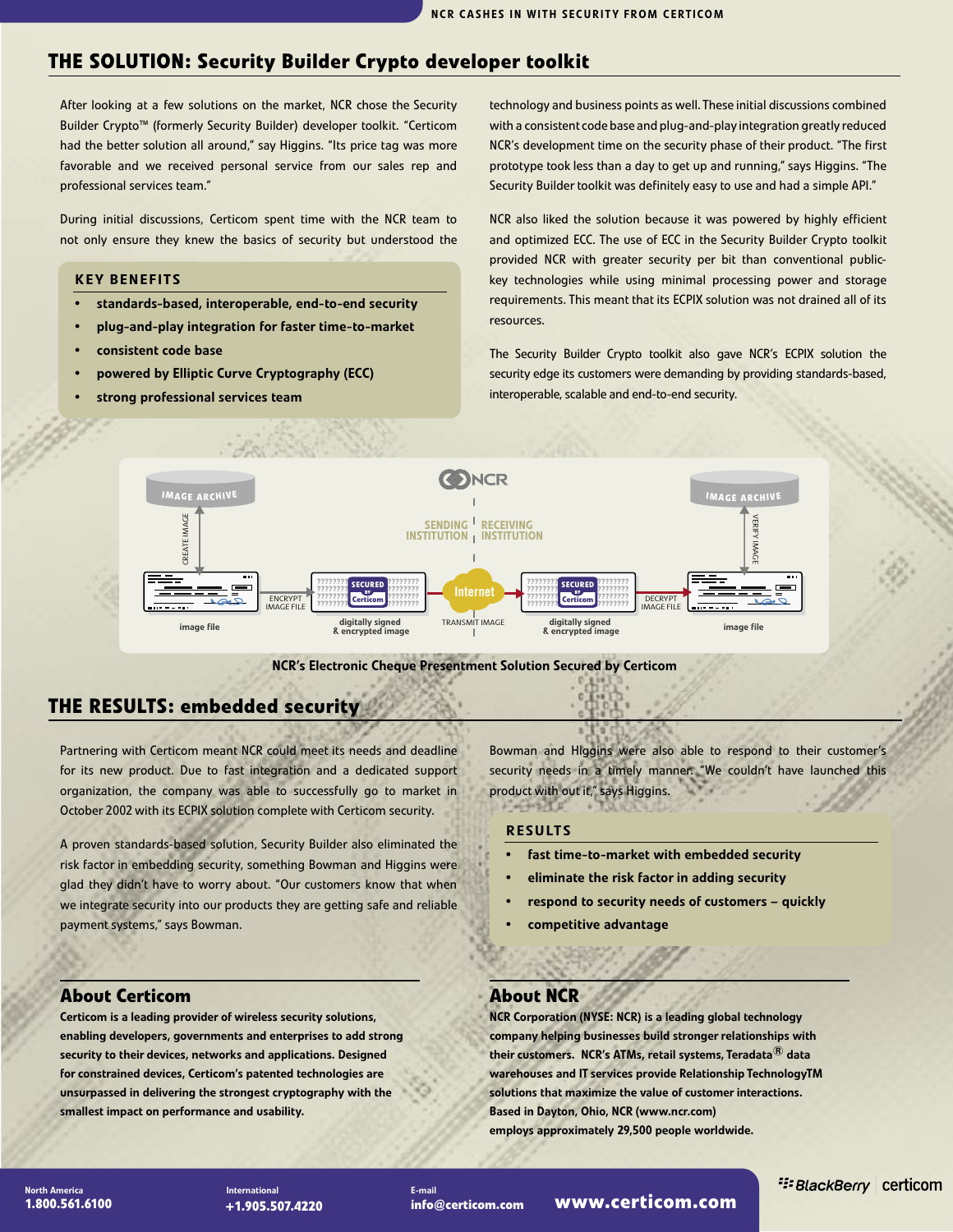## THE SOLUTION: Security Builder Crypto developer toolkit

After looking at a few solutions on the market, NCR chose the Security Builder Crypto™ (formerly Security Builder) developer toolkit. "Certicom had the better solution all around," say Higgins. "Its price tag was more favorable and we received personal service from our sales rep and professional services team."

During initial discussions, Certicom spent time with the NCR team to not only ensure they knew the basics of security but understood the technology and business points as well. These initial discussions combined with a consistent code base and plug-and-play integration greatly reduced NCR's development time on the security phase of their product. "The first prototype took less than a day to get up and running," says Higgins. "The Security Builder toolkit was definitely easy to use and had a simple API."

NCR also liked the solution because it was powered by highly efficient and optimized ECC. The use of ECC in the Security Builder Crypto toolkit provided NCR with greater security per bit than conventional public-key technologies while using minimal processing power and storage requirements. This meant that its ECPIX solution was not drained all of its resources.

The Security Builder Crypto toolkit also gave NCR's ECPIX solution the security edge its customers were demanding by providing standards-based, interoperable, scalable and end-to-end security.

### KEY BENEFITS

- **standards-based, interoperable, end-to-end security**
- **plug-and-play integration for faster time-to-market**
- **consistent code base**
- **powered by Elliptic Curve Cryptography (ECC)**
- **strong professional services team**

NCR

IMAGE ARCHIVE

CREATE IMAGE

SENDING INSTITUTION

RECEIVING INSTITUTION

IMAGE ARCHIVE

VERIFY IMAGE

image file

ENCRYPT IMAGE FILE

SECURED BY Certicom

digitally signed & encrypted image

Internet

TRANSMIT IMAGE

SECURED BY Certicom

digitally signed & encrypted image

DECRYPT IMAGE FILE

image file

**NCR's Electronic Cheque Presentment Solution Secured by Certicom**

## THE RESULTS: embedded security

Partnering with Certicom meant NCR could meet its needs and deadline for its new product. Due to fast integration and a dedicated support organization, the company was able to successfully go to market in October 2002 with its ECPIX solution complete with Certicom security.

A proven standards-based solution, Security Builder also eliminated the risk factor in embedding security, something Bowman and Higgins were glad they didn't have to worry about. "Our customers know that when we integrate security into our products they are getting safe and reliable payment systems," says Bowman.

Bowman and Higgins were also able to respond to their customer's security needs in a timely manner. "We couldn't have launched this product with out it," says Higgins.

### RESULTS

- **fast time-to-market with embedded security**
- **eliminate the risk factor in adding security**
- **respond to security needs of customers – quickly**
- **competitive advantage**

## About Certicom

**Certicom is a leading provider of wireless security solutions, enabling developers, governments and enterprises to add strong security to their devices, networks and applications. Designed for constrained devices, Certicom's patented technologies are unsurpassed in delivering the strongest cryptography with the smallest impact on performance and usability.**

## About NCR

**NCR Corporation (NYSE: NCR) is a leading global technology company helping businesses build stronger relationships with their customers. NCR's ATMs, retail systems, Teradata® data warehouses and IT services provide Relationship TechnologyTM solutions that maximize the value of customer interactions. Based in Dayton, Ohio, NCR (www.ncr.com) employs approximately 29,500 people worldwide.**

North America **1.800.561.6100** | International **+1.905.507.4220** | E-mail **info@certicom.com** | **www.certicom.com**

BlackBerry | certicom